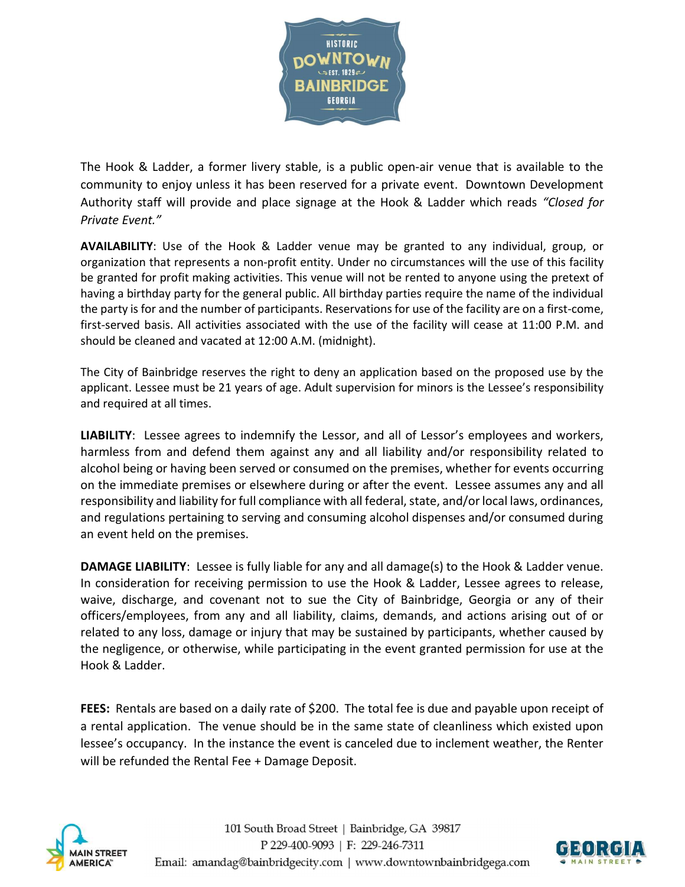HISTORIC DOWNTOWN EST. 1829 BAINBRIDGE GEORGIA

The Hook & Ladder, a former livery stable, is a public open-air venue that is available to the community to enjoy unless it has been reserved for a private event. Downtown Development Authority staff will provide and place signage at the Hook & Ladder which reads *"Closed for Private Event."*

**AVAILABILITY**: Use of the Hook & Ladder venue may be granted to any individual, group, or organization that represents a non-profit entity. Under no circumstances will the use of this facility be granted for profit making activities. This venue will not be rented to anyone using the pretext of having a birthday party for the general public. All birthday parties require the name of the individual the party is for and the number of participants. Reservations for use of the facility are on a first-come, first-served basis. All activities associated with the use of the facility will cease at 11:00 P.M. and should be cleaned and vacated at 12:00 A.M. (midnight).

The City of Bainbridge reserves the right to deny an application based on the proposed use by the applicant. Lessee must be 21 years of age. Adult supervision for minors is the Lessee's responsibility and required at all times.

**LIABILITY**: Lessee agrees to indemnify the Lessor, and all of Lessor's employees and workers, harmless from and defend them against any and all liability and/or responsibility related to alcohol being or having been served or consumed on the premises, whether for events occurring on the immediate premises or elsewhere during or after the event. Lessee assumes any and all responsibility and liability for full compliance with all federal, state, and/or local laws, ordinances, and regulations pertaining to serving and consuming alcohol dispenses and/or consumed during an event held on the premises.

**DAMAGE LIABILITY**: Lessee is fully liable for any and all damage(s) to the Hook & Ladder venue. In consideration for receiving permission to use the Hook & Ladder, Lessee agrees to release, waive, discharge, and covenant not to sue the City of Bainbridge, Georgia or any of their officers/employees, from any and all liability, claims, demands, and actions arising out of or related to any loss, damage or injury that may be sustained by participants, whether caused by the negligence, or otherwise, while participating in the event granted permission for use at the Hook & Ladder.

**FEES:** Rentals are based on a daily rate of $200. The total fee is due and payable upon receipt of a rental application. The venue should be in the same state of cleanliness which existed upon lessee's occupancy. In the instance the event is canceled due to inclement weather, the Renter will be refunded the Rental Fee + Damage Deposit.

101 South Broad Street | Bainbridge, GA 39817
P 229-400-9093 | F: 229-246-7311
Email: amandag@bainbridgecity.com | www.downtownbainbridgega.com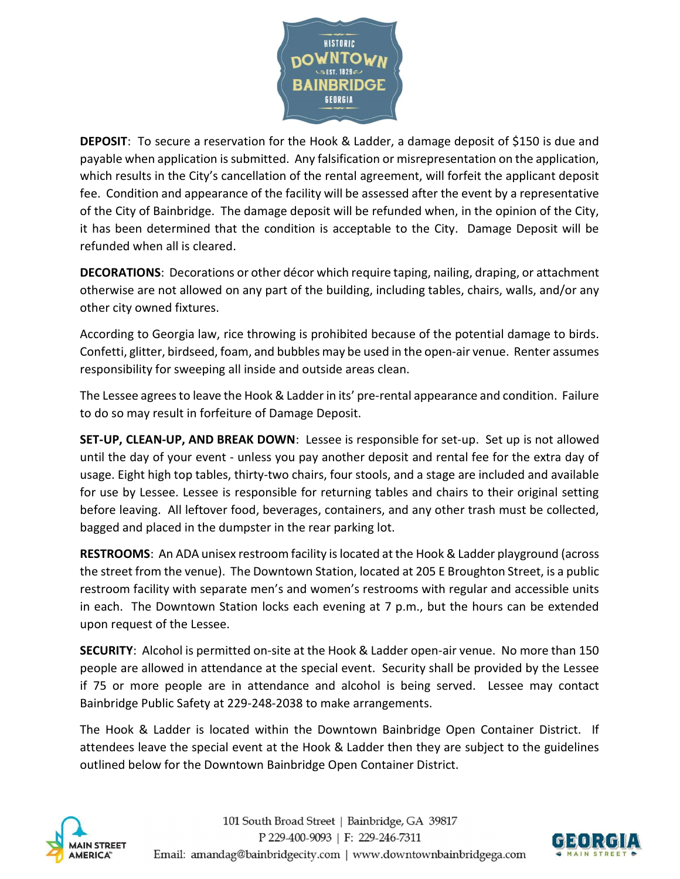**DEPOSIT**: To secure a reservation for the Hook & Ladder, a damage deposit of $150 is due and payable when application is submitted. Any falsification or misrepresentation on the application, which results in the City's cancellation of the rental agreement, will forfeit the applicant deposit fee. Condition and appearance of the facility will be assessed after the event by a representative of the City of Bainbridge. The damage deposit will be refunded when, in the opinion of the City, it has been determined that the condition is acceptable to the City. Damage Deposit will be refunded when all is cleared.

**DECORATIONS**: Decorations or other décor which require taping, nailing, draping, or attachment otherwise are not allowed on any part of the building, including tables, chairs, walls, and/or any other city owned fixtures.

According to Georgia law, rice throwing is prohibited because of the potential damage to birds. Confetti, glitter, birdseed, foam, and bubbles may be used in the open-air venue. Renter assumes responsibility for sweeping all inside and outside areas clean.

The Lessee agrees to leave the Hook & Ladder in its' pre-rental appearance and condition. Failure to do so may result in forfeiture of Damage Deposit.

**SET-UP, CLEAN-UP, AND BREAK DOWN**: Lessee is responsible for set-up. Set up is not allowed until the day of your event - unless you pay another deposit and rental fee for the extra day of usage. Eight high top tables, thirty-two chairs, four stools, and a stage are included and available for use by Lessee. Lessee is responsible for returning tables and chairs to their original setting before leaving. All leftover food, beverages, containers, and any other trash must be collected, bagged and placed in the dumpster in the rear parking lot.

**RESTROOMS**: An ADA unisex restroom facility is located at the Hook & Ladder playground (across the street from the venue). The Downtown Station, located at 205 E Broughton Street, is a public restroom facility with separate men's and women's restrooms with regular and accessible units in each. The Downtown Station locks each evening at 7 p.m., but the hours can be extended upon request of the Lessee.

**SECURITY**: Alcohol is permitted on-site at the Hook & Ladder open-air venue. No more than 150 people are allowed in attendance at the special event. Security shall be provided by the Lessee if 75 or more people are in attendance and alcohol is being served. Lessee may contact Bainbridge Public Safety at 229-248-2038 to make arrangements.

The Hook & Ladder is located within the Downtown Bainbridge Open Container District. If attendees leave the special event at the Hook & Ladder then they are subject to the guidelines outlined below for the Downtown Bainbridge Open Container District.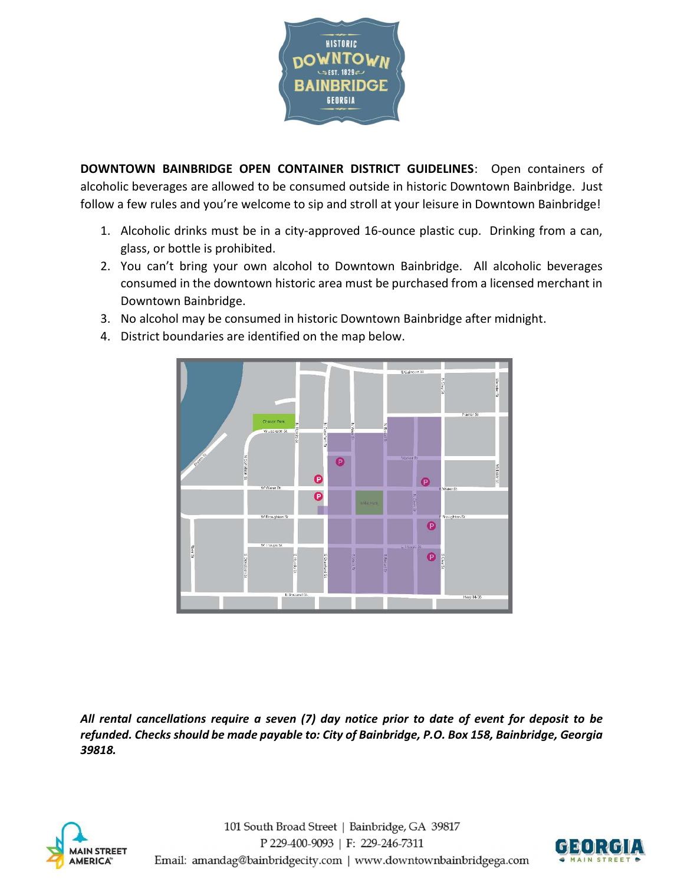**DOWNTOWN BAINBRIDGE OPEN CONTAINER DISTRICT GUIDELINES**: Open containers of alcoholic beverages are allowed to be consumed outside in historic Downtown Bainbridge. Just follow a few rules and you're welcome to sip and stroll at your leisure in Downtown Bainbridge!

1. Alcoholic drinks must be in a city-approved 16-ounce plastic cup. Drinking from a can, glass, or bottle is prohibited.
2. You can't bring your own alcohol to Downtown Bainbridge. All alcoholic beverages consumed in the downtown historic area must be purchased from a licensed merchant in Downtown Bainbridge.
3. No alcohol may be consumed in historic Downtown Bainbridge after midnight.
4. District boundaries are identified on the map below.

***All rental cancellations require a seven (7) day notice prior to date of event for deposit to be refunded. Checks should be made payable to: City of Bainbridge, P.O. Box 158, Bainbridge, Georgia 39818.***

101 South Broad Street | Bainbridge, GA 39817
P 229-400-9093 | F: 229-246-7311
Email: amandag@bainbridgecity.com | www.downtownbainbridgega.com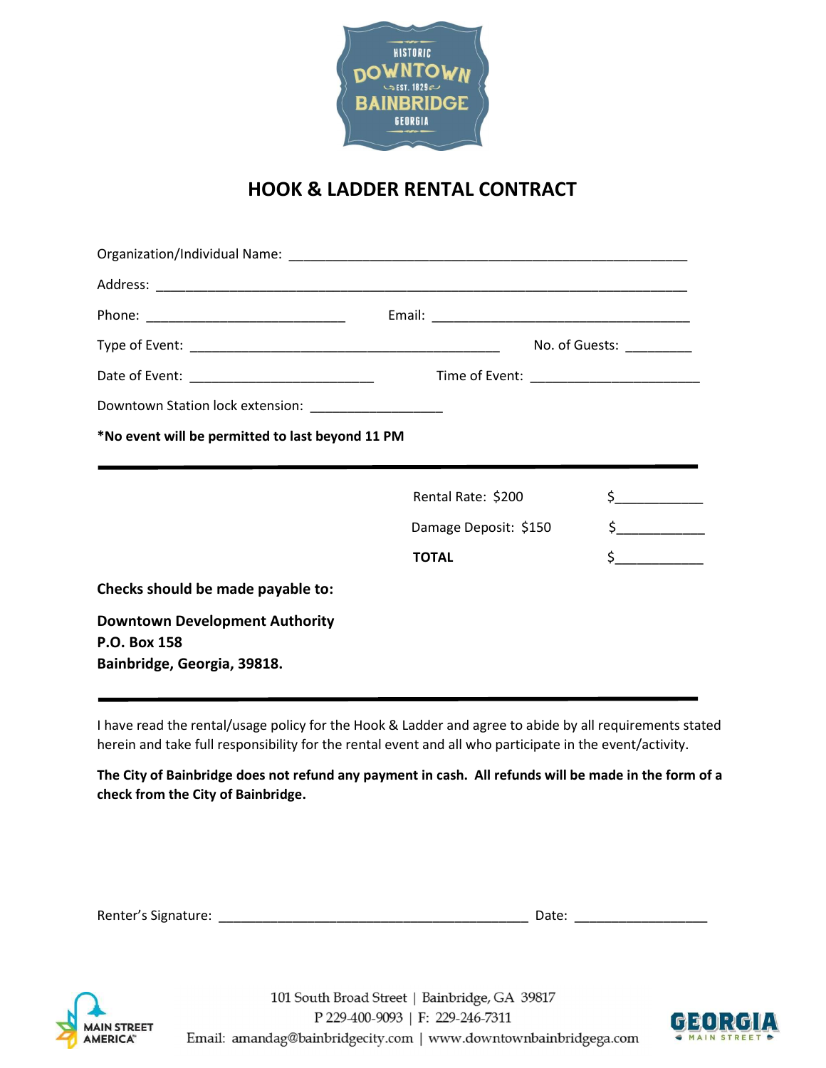HISTORIC DOWNTOWN EST. 1829 BAINBRIDGE GEORGIA

# HOOK & LADDER RENTAL CONTRACT

Organization/Individual Name: ______________________________________________

Address: ______________________________________________________________

Phone: __________________________ Email: __________________________________

Type of Event: _________________________________________ No. of Guests: _________

Date of Event: ________________________ Time of Event: ______________________

Downtown Station lock extension: _________________

**\*No event will be permitted to last beyond 11 PM**

---

| | |
|---|---|
| Rental Rate: $200 | $___________ |
| Damage Deposit: $150 | $___________ |
| **TOTAL** | $___________ |

**Checks should be made payable to:**

**Downtown Development Authority**
**P.O. Box 158**
**Bainbridge, Georgia, 39818.**

---

I have read the rental/usage policy for the Hook & Ladder and agree to abide by all requirements stated herein and take full responsibility for the rental event and all who participate in the event/activity.

**The City of Bainbridge does not refund any payment in cash. All refunds will be made in the form of a check from the City of Bainbridge.**

Renter's Signature: ____________________________________________ Date: __________________

MAIN STREET AMERICA

101 South Broad Street | Bainbridge, GA 39817
P 229-400-9093 | F: 229-246-7311
Email: amandag@bainbridgecity.com | www.downtownbainbridgega.com

GEORGIA MAIN STREET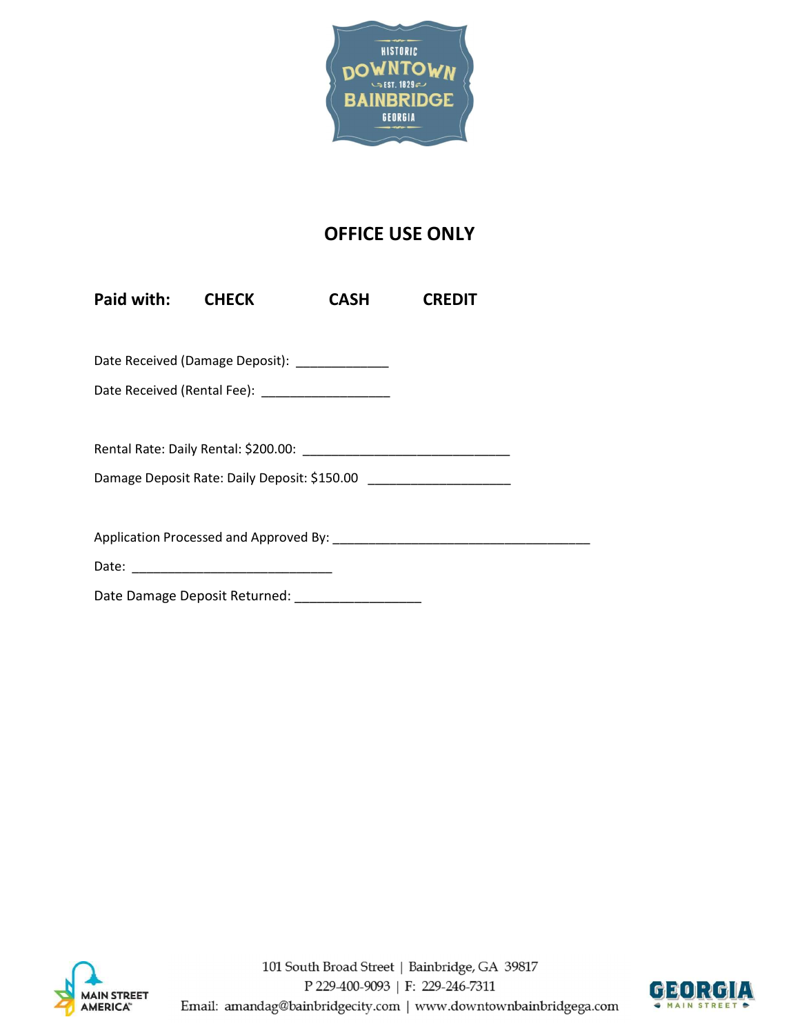HISTORIC DOWNTOWN EST. 1829 BAINBRIDGE GEORGIA

## OFFICE USE ONLY

**Paid with:** **CHECK** **CASH** **CREDIT**

Date Received (Damage Deposit): _____________

Date Received (Rental Fee): __________________

Rental Rate: Daily Rental: $200.00: _____________________________

Damage Deposit Rate: Daily Deposit: $150.00 ____________________

Application Processed and Approved By: ____________________________________

Date: ____________________________

Date Damage Deposit Returned: _________________

101 South Broad Street | Bainbridge, GA 39817
P 229-400-9093 | F: 229-246-7311
Email: amandag@bainbridgecity.com | www.downtownbainbridgega.com